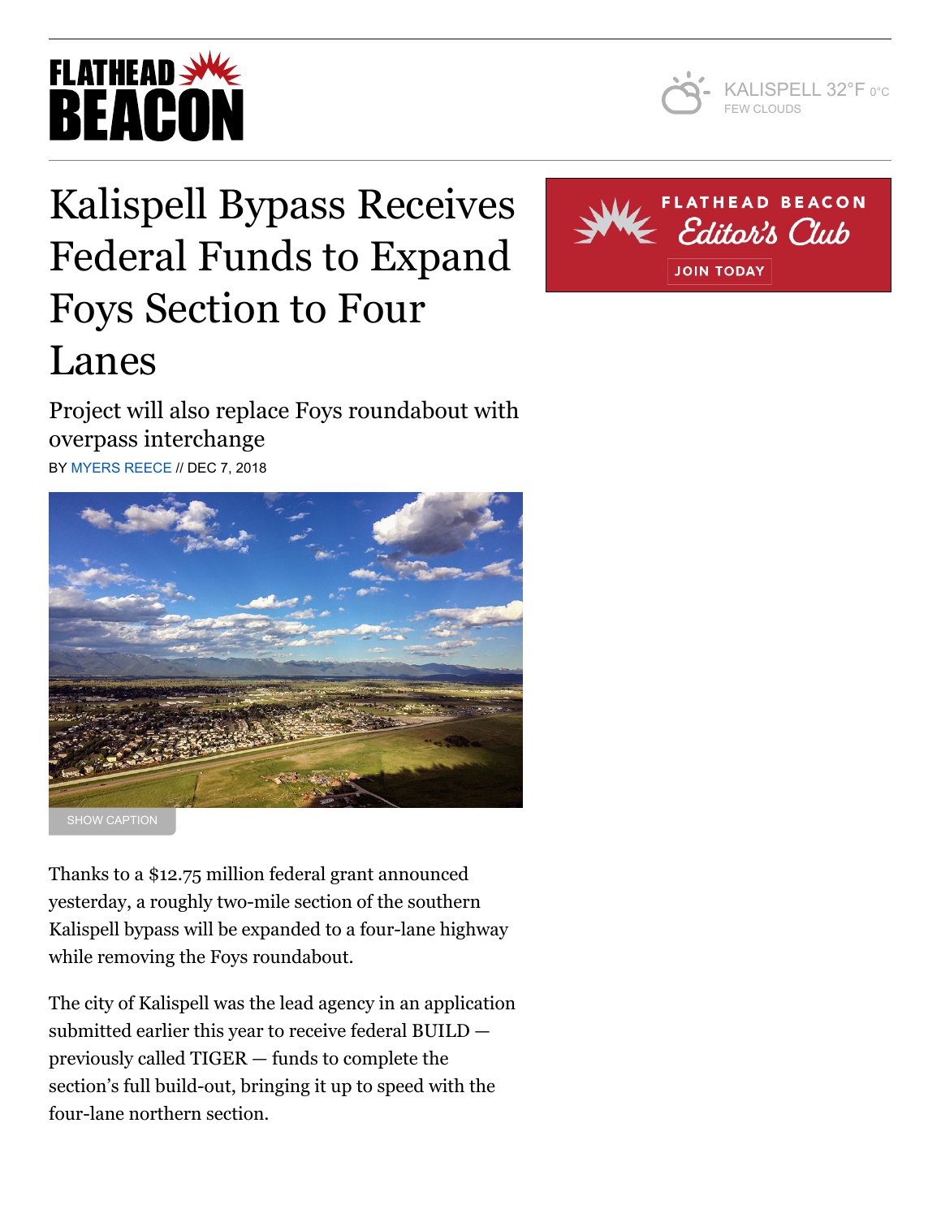# Kalispell Bypass Receives Federal Funds to Expand Foys Section to Four Lanes

## Project will also replace Foys roundabout with overpass interchange

BY MYERS REECE // DEC 7, 2018

SHOW CAPTION

Thanks to a $12.75 million federal grant announced yesterday, a roughly two-mile section of the southern Kalispell bypass will be expanded to a four-lane highway while removing the Foys roundabout.

The city of Kalispell was the lead agency in an application submitted earlier this year to receive federal BUILD — previously called TIGER — funds to complete the section's full build-out, bringing it up to speed with the four-lane northern section.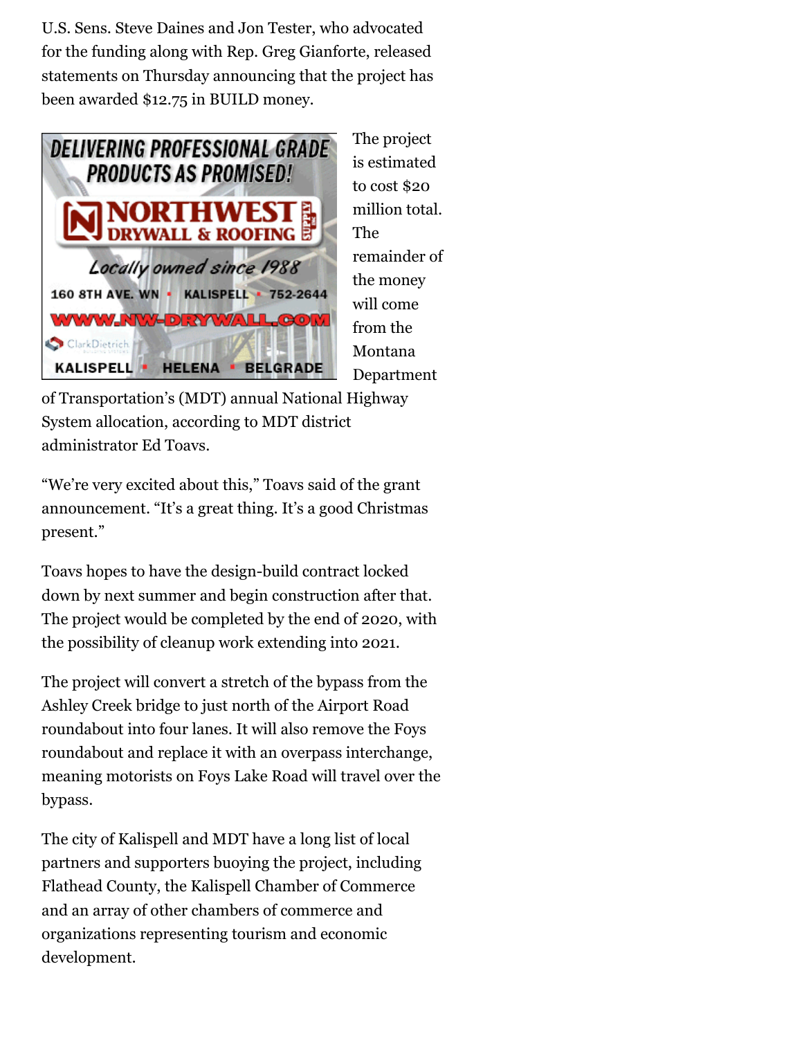U.S. Sens. Steve Daines and Jon Tester, who advocated for the funding along with Rep. Greg Gianforte, released statements on Thursday announcing that the project has been awarded $12.75 in BUILD money.

The project is estimated to cost $20 million total. The remainder of the money will come from the Montana Department of Transportation's (MDT) annual National Highway System allocation, according to MDT district administrator Ed Toavs.

"We're very excited about this," Toavs said of the grant announcement. "It's a great thing. It's a good Christmas present."

Toavs hopes to have the design-build contract locked down by next summer and begin construction after that. The project would be completed by the end of 2020, with the possibility of cleanup work extending into 2021.

The project will convert a stretch of the bypass from the Ashley Creek bridge to just north of the Airport Road roundabout into four lanes. It will also remove the Foys roundabout and replace it with an overpass interchange, meaning motorists on Foys Lake Road will travel over the bypass.

The city of Kalispell and MDT have a long list of local partners and supporters buoying the project, including Flathead County, the Kalispell Chamber of Commerce and an array of other chambers of commerce and organizations representing tourism and economic development.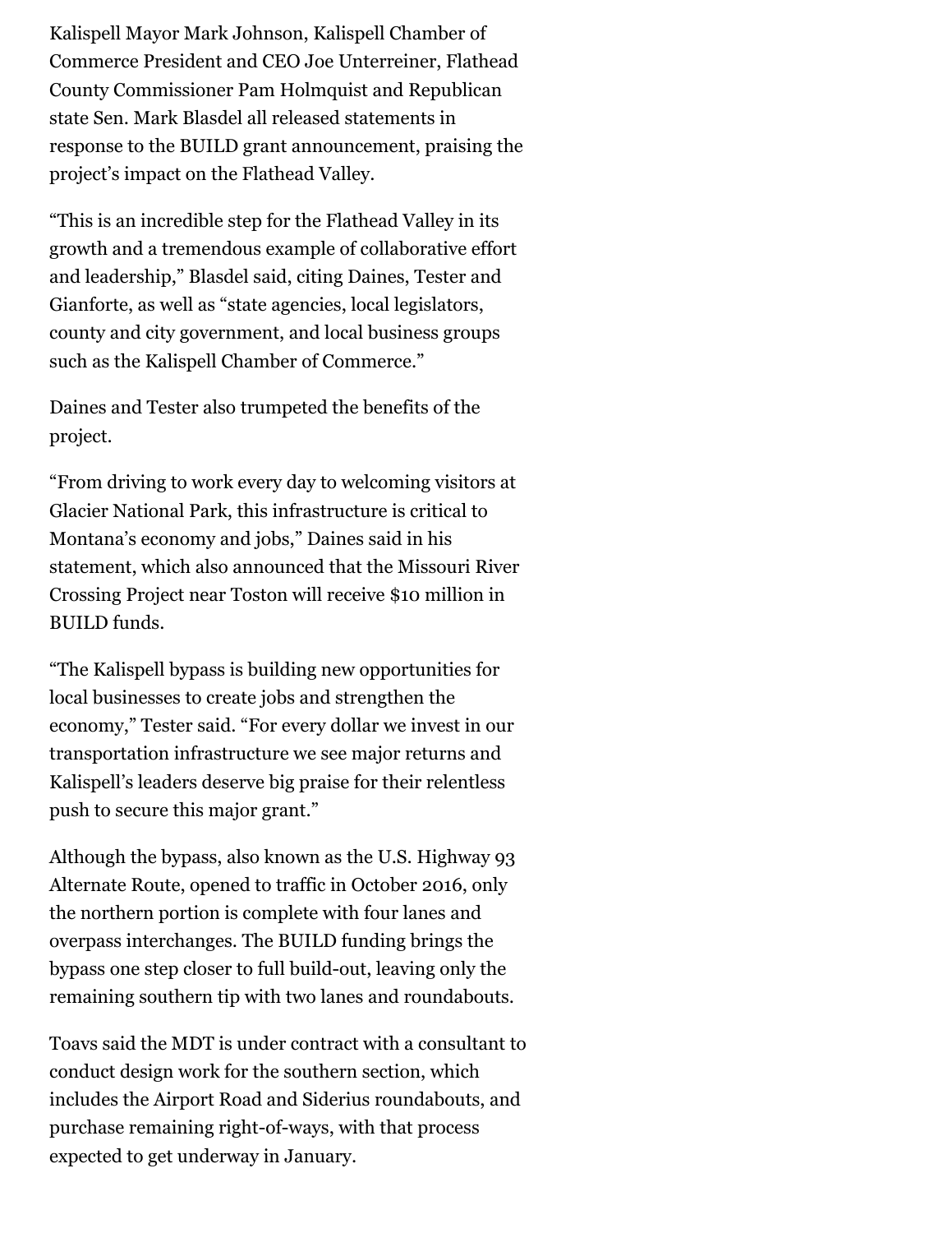Kalispell Mayor Mark Johnson, Kalispell Chamber of Commerce President and CEO Joe Unterreiner, Flathead County Commissioner Pam Holmquist and Republican state Sen. Mark Blasdel all released statements in response to the BUILD grant announcement, praising the project's impact on the Flathead Valley.

"This is an incredible step for the Flathead Valley in its growth and a tremendous example of collaborative effort and leadership," Blasdel said, citing Daines, Tester and Gianforte, as well as "state agencies, local legislators, county and city government, and local business groups such as the Kalispell Chamber of Commerce."

Daines and Tester also trumpeted the benefits of the project.

"From driving to work every day to welcoming visitors at Glacier National Park, this infrastructure is critical to Montana's economy and jobs," Daines said in his statement, which also announced that the Missouri River Crossing Project near Toston will receive $10 million in BUILD funds.

"The Kalispell bypass is building new opportunities for local businesses to create jobs and strengthen the economy," Tester said. "For every dollar we invest in our transportation infrastructure we see major returns and Kalispell's leaders deserve big praise for their relentless push to secure this major grant."

Although the bypass, also known as the U.S. Highway 93 Alternate Route, opened to traffic in October 2016, only the northern portion is complete with four lanes and overpass interchanges. The BUILD funding brings the bypass one step closer to full build-out, leaving only the remaining southern tip with two lanes and roundabouts.

Toavs said the MDT is under contract with a consultant to conduct design work for the southern section, which includes the Airport Road and Siderius roundabouts, and purchase remaining right-of-ways, with that process expected to get underway in January.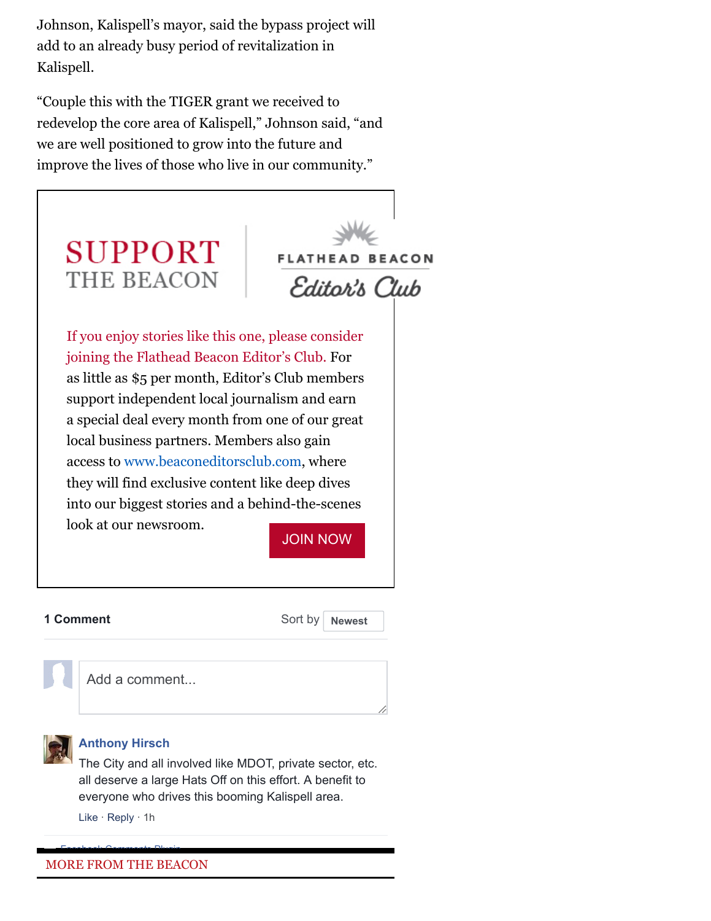Johnson, Kalispell's mayor, said the bypass project will add to an already busy period of revitalization in Kalispell.

"Couple this with the TIGER grant we received to redevelop the core area of Kalispell," Johnson said, "and we are well positioned to grow into the future and improve the lives of those who live in our community."

SUPPORT THE BEACON

FLATHEAD BEACON Editor's Club

If you enjoy stories like this one, please consider joining the Flathead Beacon Editor's Club. For as little as $5 per month, Editor's Club members support independent local journalism and earn a special deal every month from one of our great local business partners. Members also gain access to www.beaconeditorsclub.com, where they will find exclusive content like deep dives into our biggest stories and a behind-the-scenes look at our newsroom.

JOIN NOW

1 Comment

Sort by Newest

Add a comment...

**Anthony Hirsch**

The City and all involved like MDOT, private sector, etc. all deserve a large Hats Off on this effort. A benefit to everyone who drives this booming Kalispell area.

Like · Reply · 1h

Facebook Comments Plugin

MORE FROM THE BEACON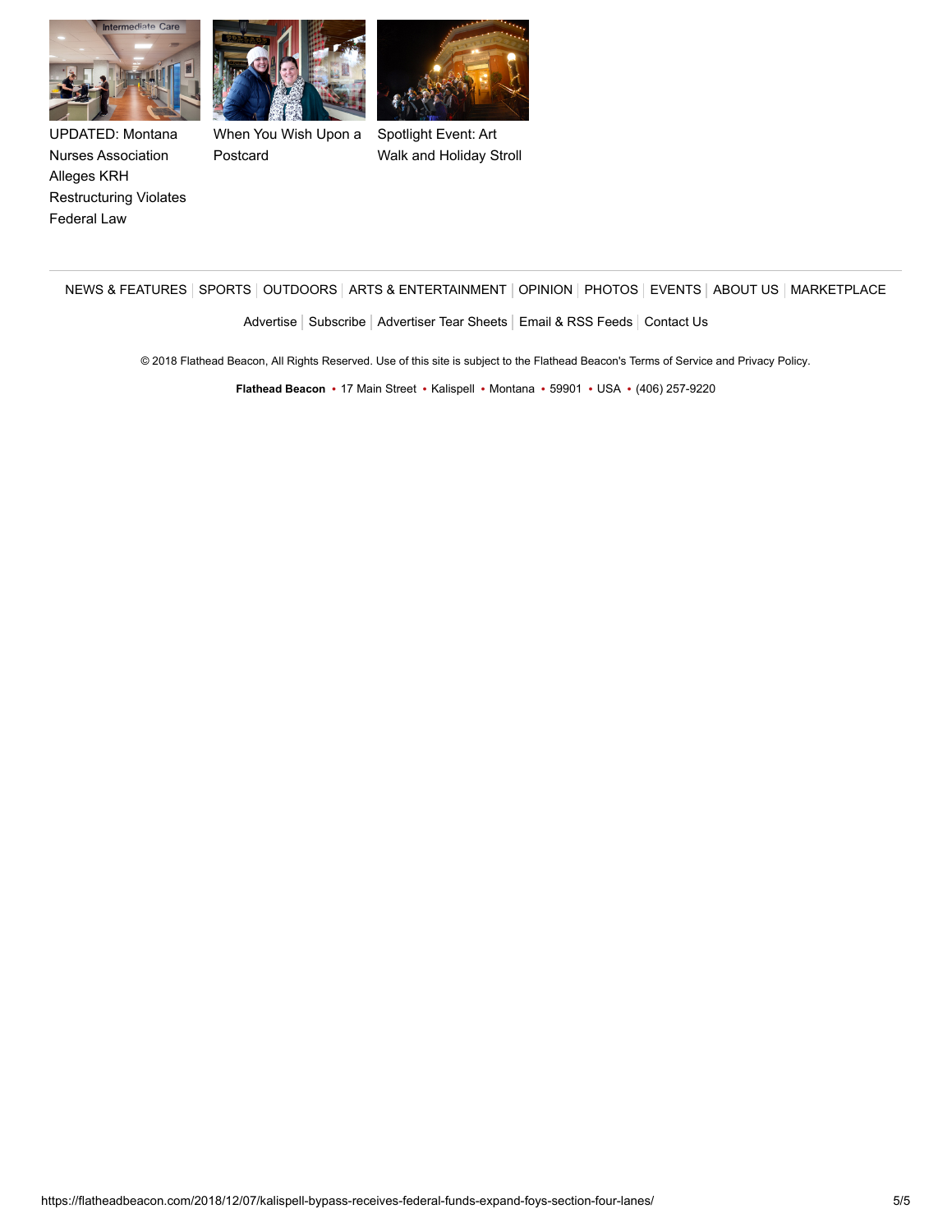UPDATED: Montana Nurses Association Alleges KRH Restructuring Violates Federal Law

When You Wish Upon a Postcard

Spotlight Event: Art Walk and Holiday Stroll

NEWS & FEATURES | SPORTS | OUTDOORS | ARTS & ENTERTAINMENT | OPINION | PHOTOS | EVENTS | ABOUT US | MARKETPLACE

Advertise | Subscribe | Advertiser Tear Sheets | Email & RSS Feeds | Contact Us

© 2018 Flathead Beacon, All Rights Reserved. Use of this site is subject to the Flathead Beacon's Terms of Service and Privacy Policy.

**Flathead Beacon** • 17 Main Street • Kalispell • Montana • 59901 • USA • (406) 257-9220